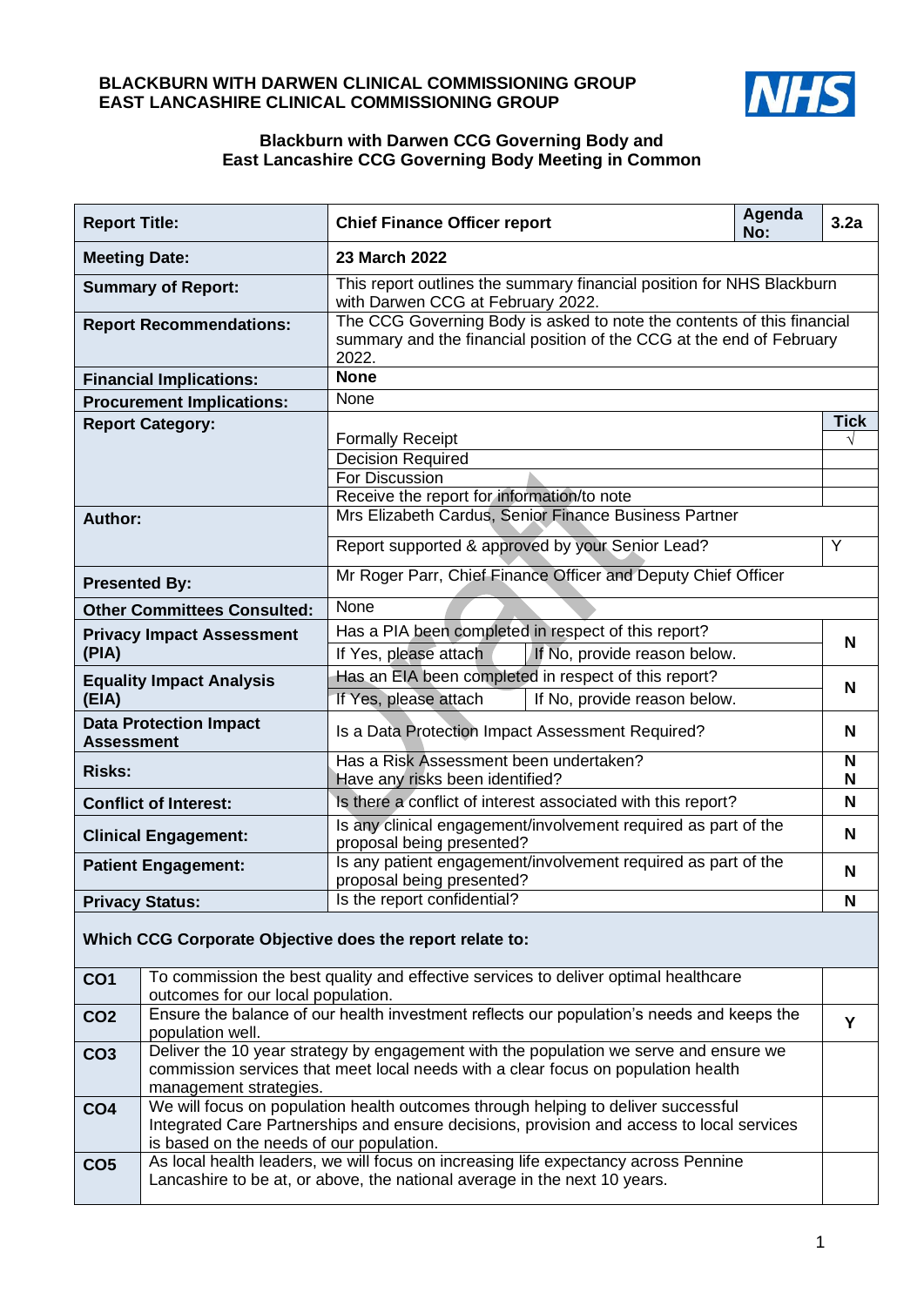**BLACKBURN WITH DARWEN CLINICAL COMMISSIONING GROUP**
**EAST LANCASHIRE CLINICAL COMMISSIONING GROUP**

NHS

**Blackburn with Darwen CCG Governing Body and**
**East Lancashire CCG Governing Body Meeting in Common**

| | | | |
|---|---|---|---|
| **Report Title:** | **Chief Finance Officer report** | **Agenda No:** | **3.2a** |
| **Meeting Date:** | **23 March 2022** | | |
| **Summary of Report:** | This report outlines the summary financial position for NHS Blackburn with Darwen CCG at February 2022. | | |
| **Report Recommendations:** | The CCG Governing Body is asked to note the contents of this financial summary and the financial position of the CCG at the end of February 2022. | | |
| **Financial Implications:** | **None** | | |
| **Procurement Implications:** | None | | |
| **Report Category:** | | | **Tick** |
| | Formally Receipt | | √ |
| | Decision Required | | |
| | For Discussion | | |
| | Receive the report for information/to note | | |
| **Author:** | Mrs Elizabeth Cardus, Senior Finance Business Partner | | |
| | Report supported & approved by your Senior Lead? | | Y |
| **Presented By:** | Mr Roger Parr, Chief Finance Officer and Deputy Chief Officer | | |
| **Other Committees Consulted:** | None | | |
| **Privacy Impact Assessment (PIA)** | Has a PIA been completed in respect of this report? | | **N** |
| | If Yes, please attach | If No, provide reason below. | |
| **Equality Impact Analysis (EIA)** | Has an EIA been completed in respect of this report? | | **N** |
| | If Yes, please attach | If No, provide reason below. | |
| **Data Protection Impact Assessment** | Is a Data Protection Impact Assessment Required? | | **N** |
| **Risks:** | Has a Risk Assessment been undertaken?<br>Have any risks been identified? | | **N**<br>**N** |
| **Conflict of Interest:** | Is there a conflict of interest associated with this report? | | **N** |
| **Clinical Engagement:** | Is any clinical engagement/involvement required as part of the proposal being presented? | | **N** |
| **Patient Engagement:** | Is any patient engagement/involvement required as part of the proposal being presented? | | **N** |
| **Privacy Status:** | Is the report confidential? | | **N** |

**Which CCG Corporate Objective does the report relate to:**

| | | |
|---|---|---|
| **CO1** | To commission the best quality and effective services to deliver optimal healthcare outcomes for our local population. | |
| **CO2** | Ensure the balance of our health investment reflects our population's needs and keeps the population well. | **Y** |
| **CO3** | Deliver the 10 year strategy by engagement with the population we serve and ensure we commission services that meet local needs with a clear focus on population health management strategies. | |
| **CO4** | We will focus on population health outcomes through helping to deliver successful Integrated Care Partnerships and ensure decisions, provision and access to local services is based on the needs of our population. | |
| **CO5** | As local health leaders, we will focus on increasing life expectancy across Pennine Lancashire to be at, or above, the national average in the next 10 years. | |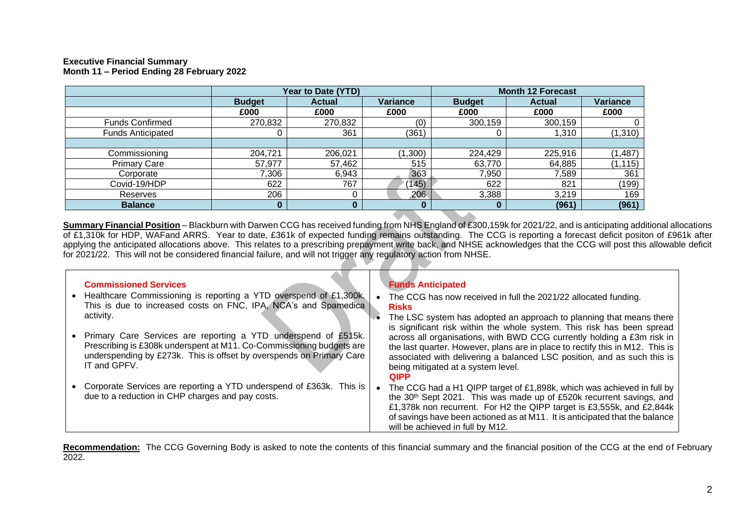**Executive Financial Summary**
**Month 11 – Period Ending 28 February 2022**

| | Year to Date (YTD) | | | Month 12 Forecast | | |
|---|---|---|---|---|---|---|
| | **Budget** | **Actual** | **Variance** | **Budget** | **Actual** | **Variance** |
| | **£000** | **£000** | **£000** | **£000** | **£000** | **£000** |
| Funds Confirmed | 270,832 | 270,832 | (0) | 300,159 | 300,159 | 0 |
| Funds Anticipated | 0 | 361 | (361) | 0 | 1,310 | (1,310) |
| | | | | | | |
| Commissioning | 204,721 | 206,021 | (1,300) | 224,429 | 225,916 | (1,487) |
| Primary Care | 57,977 | 57,462 | 515 | 63,770 | 64,885 | (1,115) |
| Corporate | 7,306 | 6,943 | 363 | 7,950 | 7,589 | 361 |
| Covid-19/HDP | 622 | 767 | (145) | 622 | 821 | (199) |
| Reserves | 206 | 0 | 206 | 3,388 | 3,219 | 169 |
| **Balance** | **0** | **0** | **0** | **0** | **(961)** | **(961)** |

**Summary Financial Position** – Blackburn with Darwen CCG has received funding from NHS England of £300,159k for 2021/22, and is anticipating additional allocations of £1,310k for HDP, WAFand ARRS. Year to date, £361k of expected funding remains outstanding. The CCG is reporting a forecast deficit positon of £961k after applying the anticipated allocations above. This relates to a prescribing prepayment write back, and NHSE acknowledges that the CCG will post this allowable deficit for 2021/22. This will not be considered financial failure, and will not trigger any regulatory action from NHSE.

**Commissioned Services**

- Healthcare Commissioning is reporting a YTD overspend of £1,300k. This is due to increased costs on FNC, IPA, NCA's and Spamedica activity.
- Primary Care Services are reporting a YTD underspend of £515k. Prescribing is £308k underspent at M11. Co-Commissioning budgets are underspending by £273k. This is offset by overspends on Primary Care IT and GPFV.
- Corporate Services are reporting a YTD underspend of £363k. This is due to a reduction in CHP charges and pay costs.

**Funds Anticipated**

- The CCG has now received in full the 2021/22 allocated funding.

**Risks**

- The LSC system has adopted an approach to planning that means there is significant risk within the whole system. This risk has been spread across all organisations, with BWD CCG currently holding a £3m risk in the last quarter. However, plans are in place to rectify this in M12. This is associated with delivering a balanced LSC position, and as such this is being mitigated at a system level.

**QIPP**

- The CCG had a H1 QIPP target of £1,898k, which was achieved in full by the 30th Sept 2021. This was made up of £520k recurrent savings, and £1,378k non recurrent. For H2 the QIPP target is £3,555k, and £2,844k of savings have been actioned as at M11. It is anticipated that the balance will be achieved in full by M12.

**Recommendation:** The CCG Governing Body is asked to note the contents of this financial summary and the financial position of the CCG at the end of February 2022.